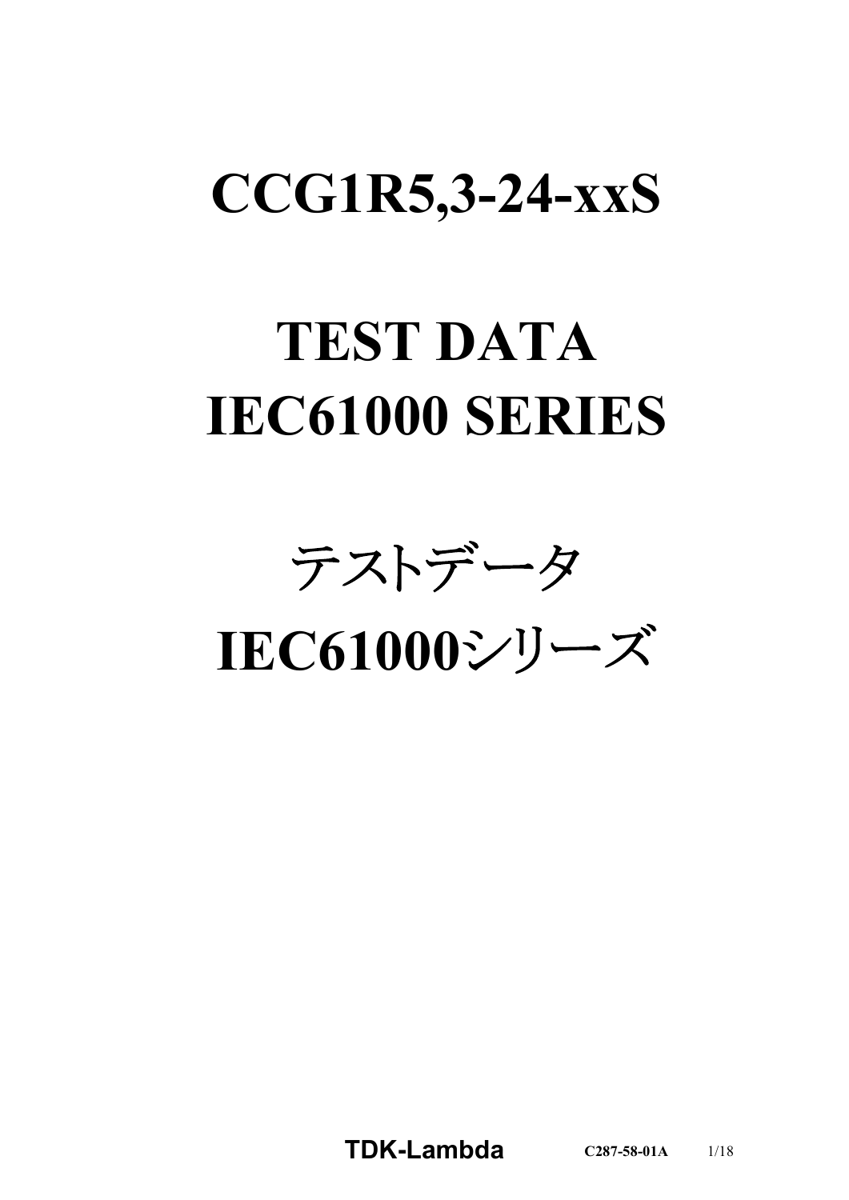# CCG1R5,3-24-xxS

# TEST DATA
# IEC61000 SERIES

# テストデータ
# IEC61000シリーズ

**TDK-Lambda** C287-58-01A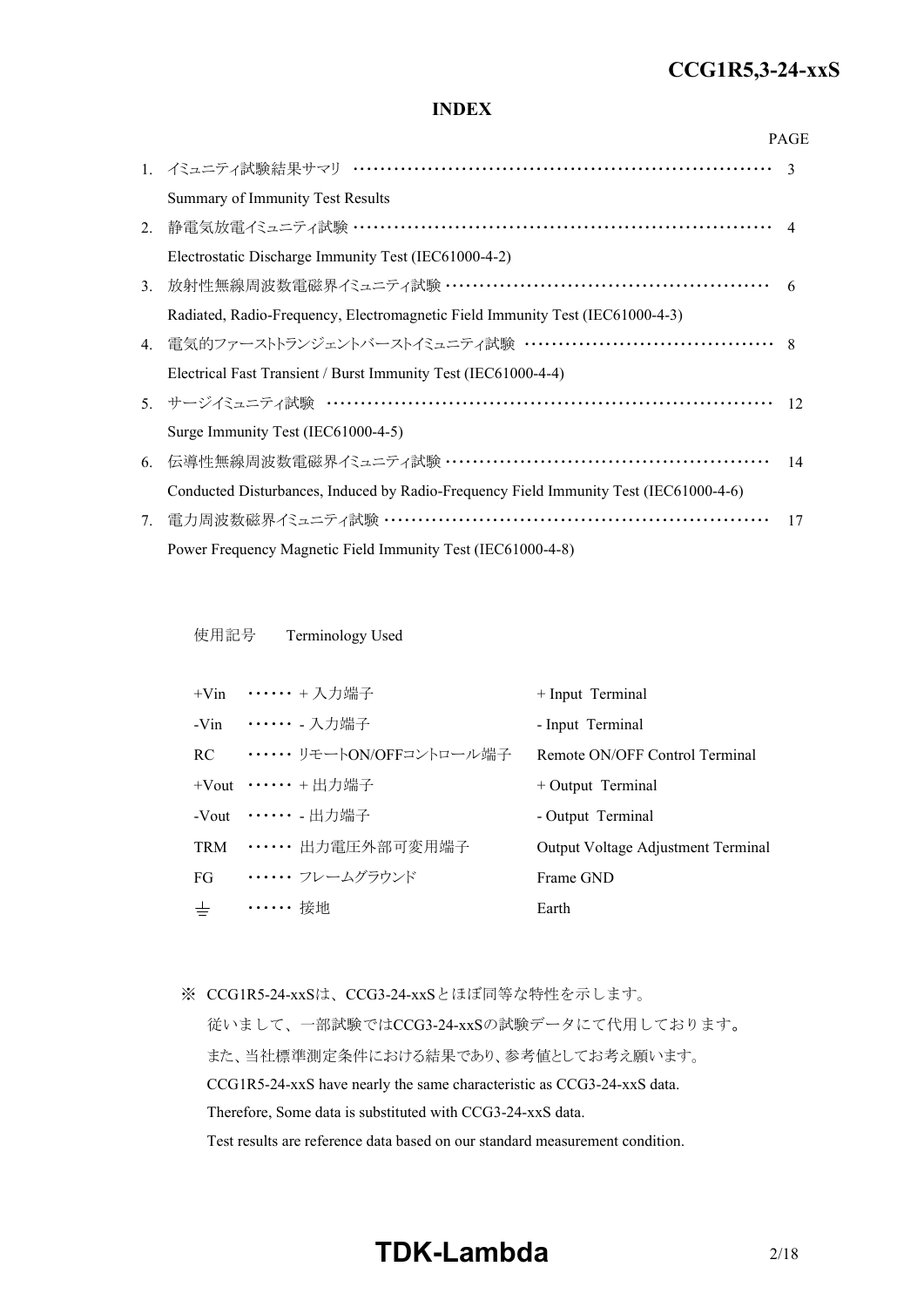## INDEX

| | | PAGE |
|---|---|---|
| 1. | イミュニティ試験結果サマリ<br>Summary of Immunity Test Results | 3 |
| 2. | 静電気放電イミュニティ試験<br>Electrostatic Discharge Immunity Test (IEC61000-4-2) | 4 |
| 3. | 放射性無線周波数電磁界イミュニティ試験<br>Radiated, Radio-Frequency, Electromagnetic Field Immunity Test (IEC61000-4-3) | 6 |
| 4. | 電気的ファーストトランジェントバーストイミュニティ試験<br>Electrical Fast Transient / Burst Immunity Test (IEC61000-4-4) | 8 |
| 5. | サージイミュニティ試験<br>Surge Immunity Test (IEC61000-4-5) | 12 |
| 6. | 伝導性無線周波数電磁界イミュニティ試験<br>Conducted Disturbances, Induced by Radio-Frequency Field Immunity Test (IEC61000-4-6) | 14 |
| 7. | 電力周波数磁界イミュニティ試験<br>Power Frequency Magnetic Field Immunity Test (IEC61000-4-8) | 17 |

使用記号　Terminology Used

| | | |
|---|---|---|
| +Vin | ・・・・・・ + 入力端子 | + Input Terminal |
| -Vin | ・・・・・・ - 入力端子 | - Input Terminal |
| RC | ・・・・・・ リモートON/OFFコントロール端子 | Remote ON/OFF Control Terminal |
| +Vout | ・・・・・・ + 出力端子 | + Output Terminal |
| -Vout | ・・・・・・ - 出力端子 | - Output Terminal |
| TRM | ・・・・・・ 出力電圧外部可変用端子 | Output Voltage Adjustment Terminal |
| FG | ・・・・・・ フレームグラウンド | Frame GND |
| ⏚ | ・・・・・・ 接地 | Earth |

※ CCG1R5-24-xxSは、CCG3-24-xxSとほぼ同等な特性を示します。
従いまして、一部試験ではCCG3-24-xxSの試験データにて代用しております。
また、当社標準測定条件における結果であり、参考値としてお考え願います。
CCG1R5-24-xxS have nearly the same characteristic as CCG3-24-xxS data.
Therefore, Some data is substituted with CCG3-24-xxS data.
Test results are reference data based on our standard measurement condition.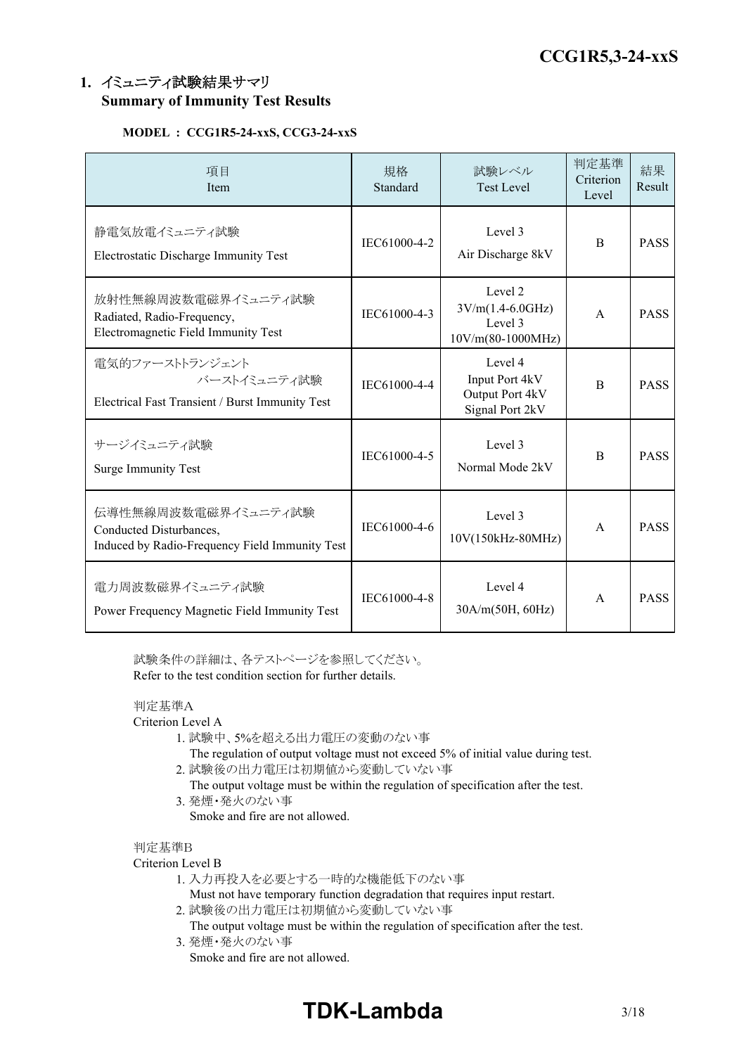## 1. イミュニティ試験結果サマリ Summary of Immunity Test Results

**MODEL : CCG1R5-24-xxS, CCG3-24-xxS**

| 項目 Item | 規格 Standard | 試験レベル Test Level | 判定基準 Criterion Level | 結果 Result |
|---|---|---|---|---|
| 静電気放電イミュニティ試験 Electrostatic Discharge Immunity Test | IEC61000-4-2 | Level 3 Air Discharge 8kV | B | PASS |
| 放射性無線周波数電磁界イミュニティ試験 Radiated, Radio-Frequency, Electromagnetic Field Immunity Test | IEC61000-4-3 | Level 2 3V/m(1.4-6.0GHz) Level 3 10V/m(80-1000MHz) | A | PASS |
| 電気的ファーストトランジェント バーストイミュニティ試験 Electrical Fast Transient / Burst Immunity Test | IEC61000-4-4 | Level 4 Input Port 4kV Output Port 4kV Signal Port 2kV | B | PASS |
| サージイミュニティ試験 Surge Immunity Test | IEC61000-4-5 | Level 3 Normal Mode 2kV | B | PASS |
| 伝導性無線周波数電磁界イミュニティ試験 Conducted Disturbances, Induced by Radio-Frequency Field Immunity Test | IEC61000-4-6 | Level 3 10V(150kHz-80MHz) | A | PASS |
| 電力周波数磁界イミュニティ試験 Power Frequency Magnetic Field Immunity Test | IEC61000-4-8 | Level 4 30A/m(50H, 60Hz) | A | PASS |

試験条件の詳細は、各テストページを参照してください。
Refer to the test condition section for further details.

判定基準A
Criterion Level A

1. 試験中、5%を超える出力電圧の変動のない事
   The regulation of output voltage must not exceed 5% of initial value during test.
2. 試験後の出力電圧は初期値から変動していない事
   The output voltage must be within the regulation of specification after the test.
3. 発煙・発火のない事
   Smoke and fire are not allowed.

判定基準B
Criterion Level B

1. 入力再投入を必要とする一時的な機能低下のない事
   Must not have temporary function degradation that requires input restart.
2. 試験後の出力電圧は初期値から変動していない事
   The output voltage must be within the regulation of specification after the test.
3. 発煙・発火のない事
   Smoke and fire are not allowed.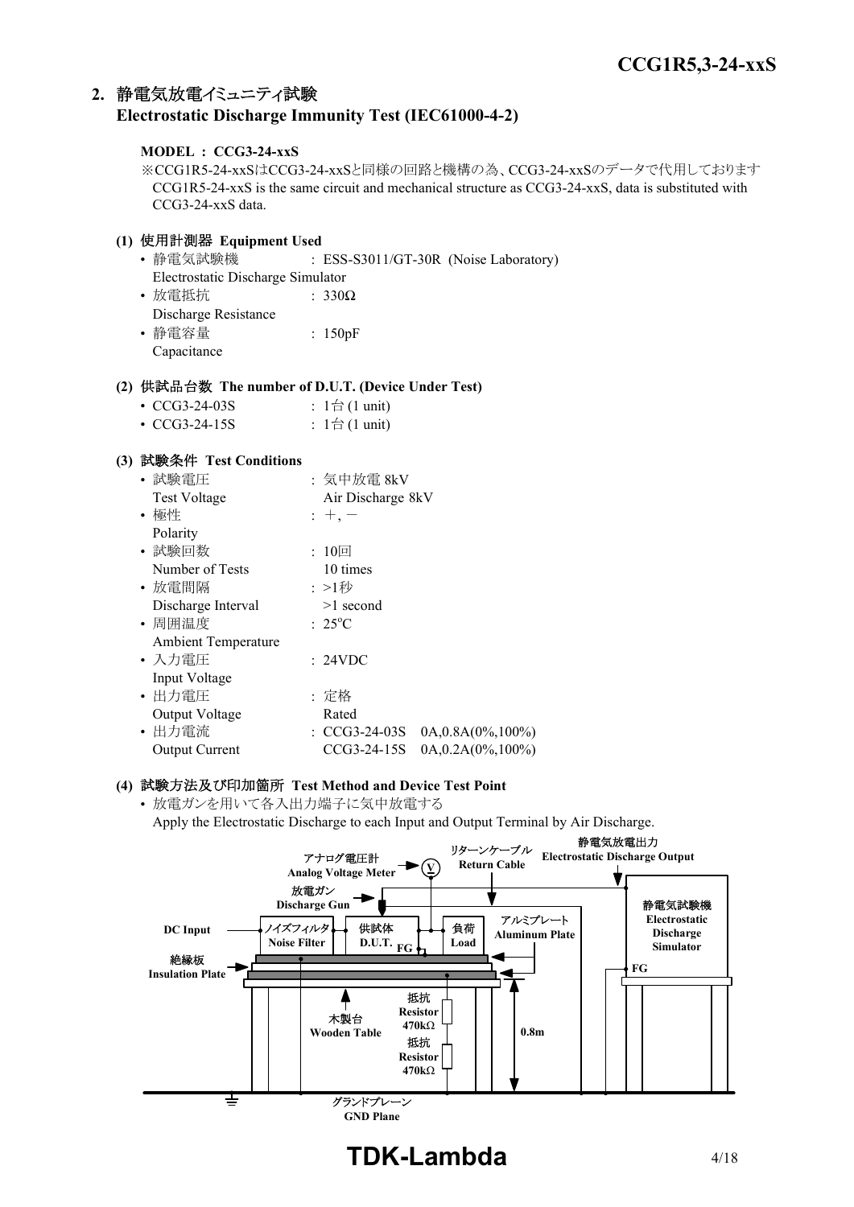## 2. 静電気放電イミュニティ試験 Electrostatic Discharge Immunity Test (IEC61000-4-2)

**MODEL : CCG3-24-xxS**

※CCG1R5-24-xxSはCCG3-24-xxSと同様の回路と機構の為、CCG3-24-xxSのデータで代用しております
CCG1R5-24-xxS is the same circuit and mechanical structure as CCG3-24-xxS, data is substituted with CCG3-24-xxS data.

### (1) 使用計測器 Equipment Used

- 静電気試験機 Electrostatic Discharge Simulator : ESS-S3011/GT-30R (Noise Laboratory)
- 放電抵抗 Discharge Resistance : 330Ω
- 静電容量 Capacitance : 150pF

### (2) 供試品台数 The number of D.U.T. (Device Under Test)

- CCG3-24-03S : 1台 (1 unit)
- CCG3-24-15S : 1台 (1 unit)

### (3) 試験条件 Test Conditions

- 試験電圧 Test Voltage : 気中放電 8kV Air Discharge 8kV
- 極性 Polarity : +, −
- 試験回数 Number of Tests : 10回 10 times
- 放電間隔 Discharge Interval : >1秒 >1 second
- 周囲温度 Ambient Temperature : 25°C
- 入力電圧 Input Voltage : 24VDC
- 出力電圧 Output Voltage : 定格 Rated
- 出力電流 Output Current : CCG3-24-03S 0A,0.8A(0%,100%)
  CCG3-24-15S 0A,0.2A(0%,100%)

### (4) 試験方法及び印加箇所 Test Method and Device Test Point

- 放電ガンを用いて各入出力端子に気中放電する
  Apply the Electrostatic Discharge to each Input and Output Terminal by Air Discharge.

アナログ電圧計 Analog Voltage Meter
リターンケーブル Return Cable
静電気放電出力 Electrostatic Discharge Output
放電ガン Discharge Gun
DC Input
ノイズフィルタ Noise Filter
供試体 D.U.T. FG
負荷 Load
アルミプレート Aluminum Plate
静電気試験機 Electrostatic Discharge Simulator
FG
絶縁板 Insulation Plate
木製台 Wooden Table
抵抗 Resistor 470kΩ
抵抗 Resistor 470kΩ
0.8m
グランドプレーン GND Plane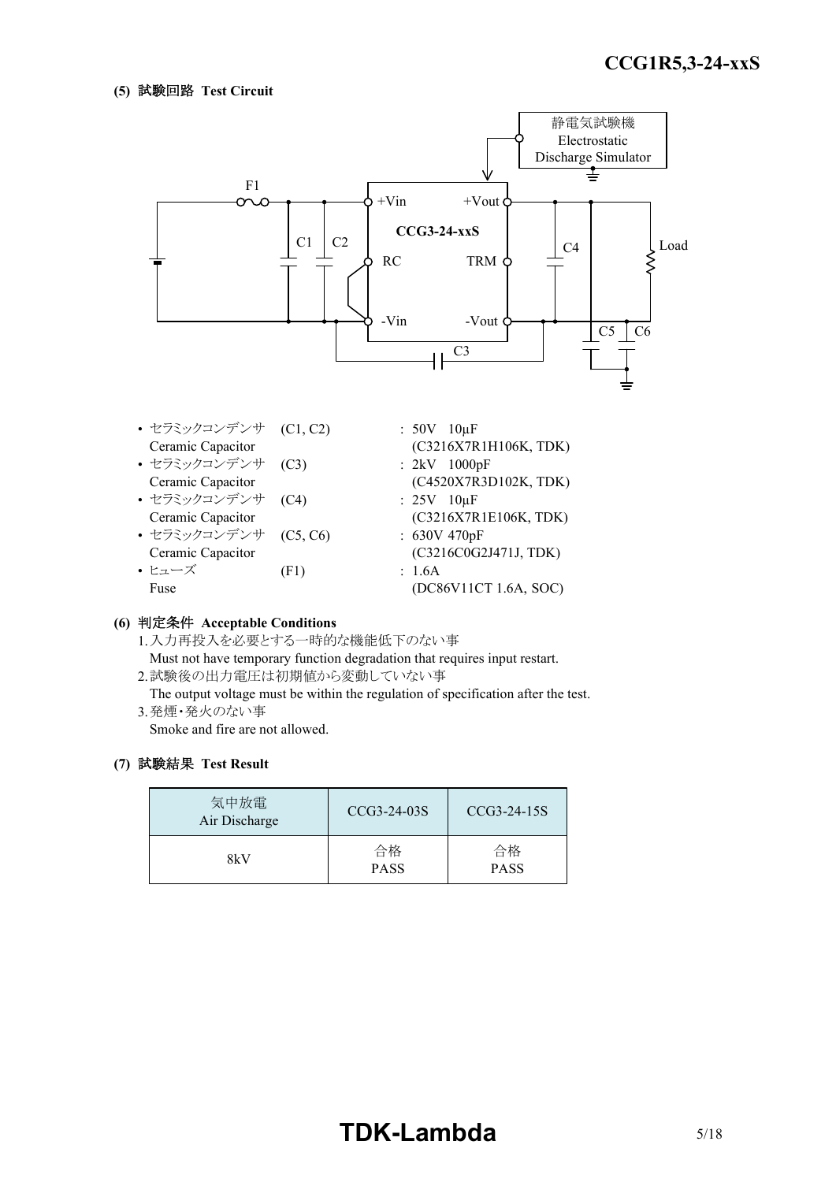**(5) 試験回路 Test Circuit**

- セラミックコンデンサ (C1, C2) : 50V 10µF
  Ceramic Capacitor (C3216X7R1H106K, TDK)
- セラミックコンデンサ (C3) : 2kV 1000pF
  Ceramic Capacitor (C4520X7R3D102K, TDK)
- セラミックコンデンサ (C4) : 25V 10µF
  Ceramic Capacitor (C3216X7R1E106K, TDK)
- セラミックコンデンサ (C5, C6) : 630V 470pF
  Ceramic Capacitor (C3216C0G2J471J, TDK)
- ヒューズ (F1) : 1.6A
  Fuse (DC86V11CT 1.6A, SOC)

**(6) 判定条件 Acceptable Conditions**

1. 入力再投入を必要とする一時的な機能低下のない事
   Must not have temporary function degradation that requires input restart.
2. 試験後の出力電圧は初期値から変動していない事
   The output voltage must be within the regulation of specification after the test.
3. 発煙・発火のない事
   Smoke and fire are not allowed.

**(7) 試験結果 Test Result**

| 気中放電 Air Discharge | CCG3-24-03S | CCG3-24-15S |
|---|---|---|
| 8kV | 合格 PASS | 合格 PASS |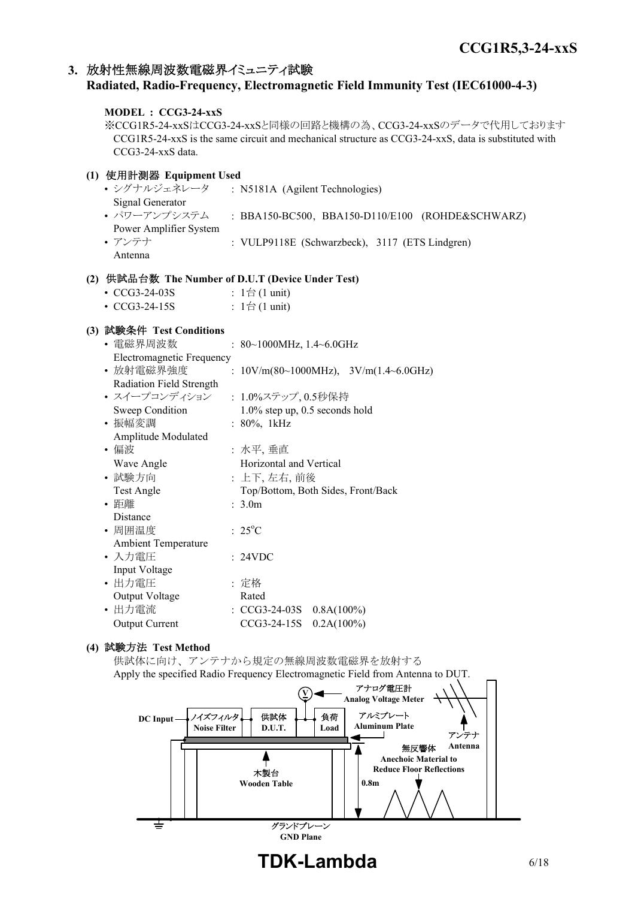## 3. 放射性無線周波数電磁界イミュニティ試験
## Radiated, Radio-Frequency, Electromagnetic Field Immunity Test (IEC61000-4-3)

**MODEL : CCG3-24-xxS**

※CCG1R5-24-xxSはCCG3-24-xxSと同様の回路と機構の為、CCG3-24-xxSのデータで代用しております
CCG1R5-24-xxS is the same circuit and mechanical structure as CCG3-24-xxS, data is substituted with CCG3-24-xxS data.

### (1) 使用計測器 Equipment Used

- シグナルジェネレータ Signal Generator : N5181A (Agilent Technologies)
- パワーアンプシステム Power Amplifier System : BBA150-BC500, BBA150-D110/E100 (ROHDE&SCHWARZ)
- アンテナ Antenna : VULP9118E (Schwarzbeck), 3117 (ETS Lindgren)

### (2) 供試品台数 The Number of D.U.T (Device Under Test)

- CCG3-24-03S : 1台 (1 unit)
- CCG3-24-15S : 1台 (1 unit)

### (3) 試験条件 Test Conditions

- 電磁界周波数 Electromagnetic Frequency : 80~1000MHz, 1.4~6.0GHz
- 放射電磁界強度 Radiation Field Strength : 10V/m(80~1000MHz), 3V/m(1.4~6.0GHz)
- スイープコンディション Sweep Condition : 1.0%ステップ, 0.5秒保持 / 1.0% step up, 0.5 seconds hold
- 振幅変調 Amplitude Modulated : 80%, 1kHz
- 偏波 Wave Angle : 水平, 垂直 / Horizontal and Vertical
- 試験方向 Test Angle : 上下, 左右, 前後 / Top/Bottom, Both Sides, Front/Back
- 距離 Distance : 3.0m
- 周囲温度 Ambient Temperature : 25°C
- 入力電圧 Input Voltage : 24VDC
- 出力電圧 Output Voltage : 定格 / Rated
- 出力電流 Output Current : CCG3-24-03S 0.8A(100%) / CCG3-24-15S 0.2A(100%)

### (4) 試験方法 Test Method

供試体に向け、アンテナから規定の無線周波数電磁界を放射する
Apply the specified Radio Frequency Electromagnetic Field from Antenna to DUT.

DC Input — ノイズフィルタ Noise Filter — 供試体 D.U.T. — 負荷 Load; アナログ電圧計 Analog Voltage Meter; アルミプレート Aluminum Plate; アンテナ Antenna; 無反響体 Anechoic Material to Reduce Floor Reflections; 木製台 Wooden Table; 0.8m; グランドプレーン GND Plane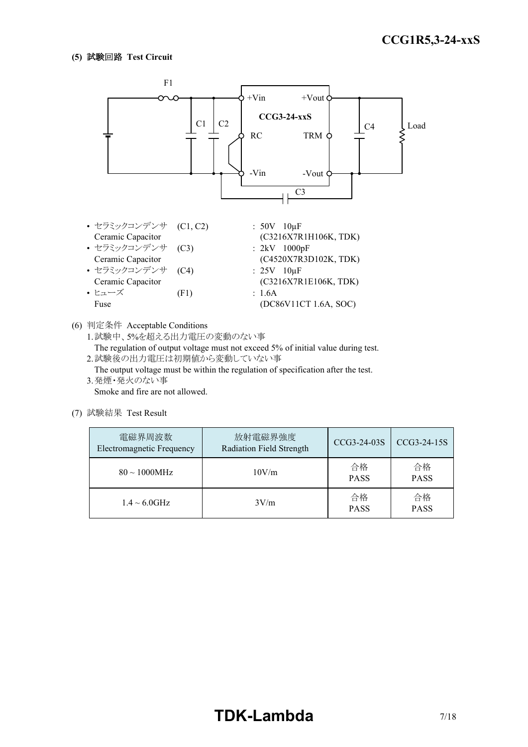### (5) 試験回路 Test Circuit

- セラミックコンデンサ (C1, C2) : 50V 10μF
  Ceramic Capacitor (C3216X7R1H106K, TDK)
- セラミックコンデンサ (C3) : 2kV 1000pF
  Ceramic Capacitor (C4520X7R3D102K, TDK)
- セラミックコンデンサ (C4) : 25V 10μF
  Ceramic Capacitor (C3216X7R1E106K, TDK)
- ヒューズ (F1) : 1.6A
  Fuse (DC86V11CT 1.6A, SOC)

(6) 判定条件 Acceptable Conditions

1. 試験中、5%を超える出力電圧の変動のない事
   The regulation of output voltage must not exceed 5% of initial value during test.
2. 試験後の出力電圧は初期値から変動していない事
   The output voltage must be within the regulation of specification after the test.
3. 発煙・発火のない事
   Smoke and fire are not allowed.

(7) 試験結果 Test Result

| 電磁界周波数 Electromagnetic Frequency | 放射電磁界強度 Radiation Field Strength | CCG3-24-03S | CCG3-24-15S |
|---|---|---|---|
| 80 ~ 1000MHz | 10V/m | 合格 PASS | 合格 PASS |
| 1.4 ~ 6.0GHz | 3V/m | 合格 PASS | 合格 PASS |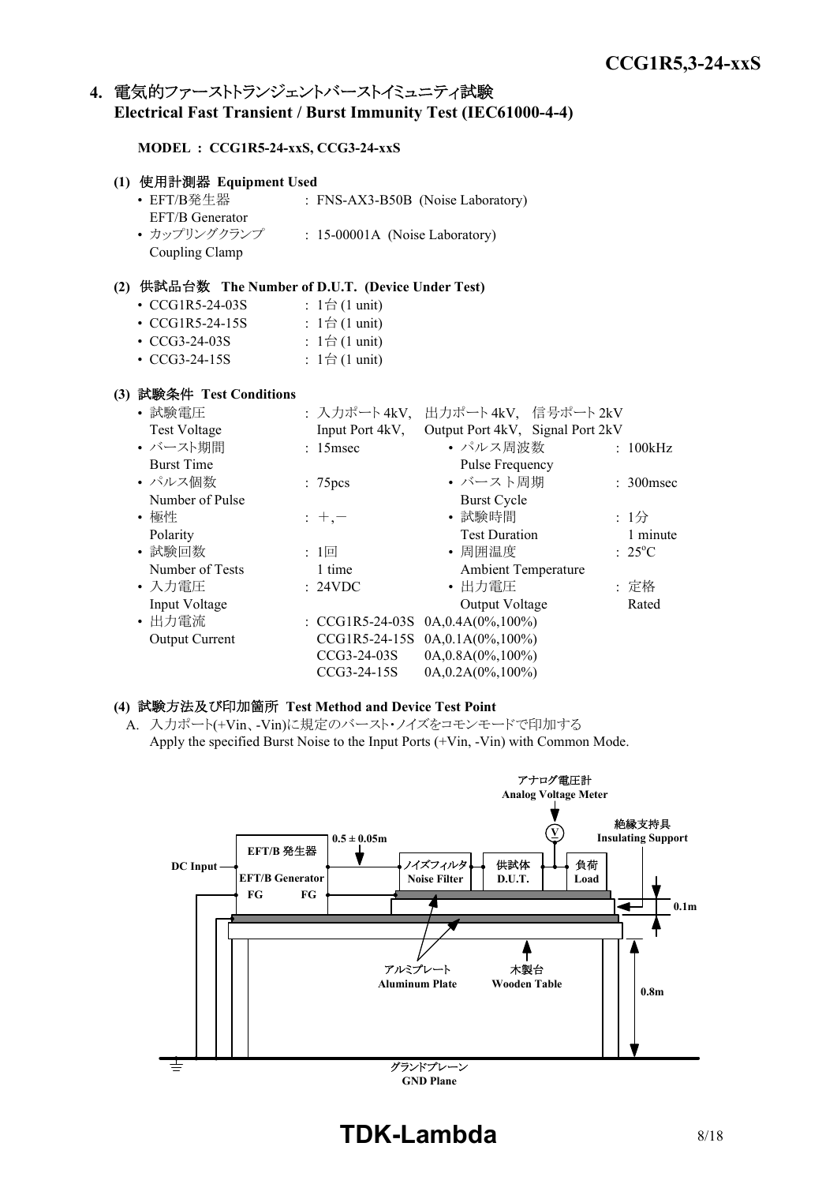## 4. 電気的ファーストトランジェントバーストイミュニティ試験 Electrical Fast Transient / Burst Immunity Test (IEC61000-4-4)

**MODEL : CCG1R5-24-xxS, CCG3-24-xxS**

**(1) 使用計測器 Equipment Used**

- EFT/B発生器 EFT/B Generator : FNS-AX3-B50B (Noise Laboratory)
- カップリングクランプ Coupling Clamp : 15-00001A (Noise Laboratory)

**(2) 供試品台数 The Number of D.U.T. (Device Under Test)**

- CCG1R5-24-03S : 1台 (1 unit)
- CCG1R5-24-15S : 1台 (1 unit)
- CCG3-24-03S : 1台 (1 unit)
- CCG3-24-15S : 1台 (1 unit)

**(3) 試験条件 Test Conditions**

- 試験電圧 Test Voltage : 入力ポート4kV, 出力ポート4kV, 信号ポート2kV / Input Port 4kV, Output Port 4kV, Signal Port 2kV
- バースト期間 Burst Time : 15msec
- パルス周波数 Pulse Frequency : 100kHz
- パルス個数 Number of Pulse : 75pcs
- バースト周期 Burst Cycle : 300msec
- 極性 Polarity : +,－
- 試験時間 Test Duration : 1分 1 minute
- 試験回数 Number of Tests : 1回 1 time
- 周囲温度 Ambient Temperature : 25°C
- 入力電圧 Input Voltage : 24VDC
- 出力電圧 Output Voltage : 定格 Rated
- 出力電流 Output Current :
  - CCG1R5-24-03S 0A,0.4A(0%,100%)
  - CCG1R5-24-15S 0A,0.1A(0%,100%)
  - CCG3-24-03S 0A,0.8A(0%,100%)
  - CCG3-24-15S 0A,0.2A(0%,100%)

**(4) 試験方法及び印加箇所 Test Method and Device Test Point**

A. 入力ポート(+Vin、-Vin)に規定のバースト･ノイズをコモンモードで印加する
Apply the specified Burst Noise to the Input Ports (+Vin, -Vin) with Common Mode.

アナログ電圧計 Analog Voltage Meter
絶縁支持具 Insulating Support
EFT/B 発生器 EFT/B Generator
DC Input
FG FG
0.5 ± 0.05m
ノイズフィルタ Noise Filter
供試体 D.U.T.
負荷 Load
0.1m
0.8m
アルミプレート Aluminum Plate
木製台 Wooden Table
グランドプレーン GND Plane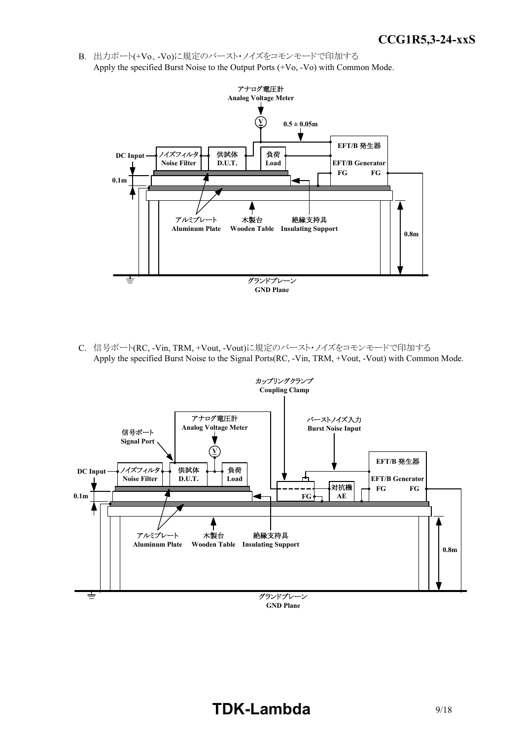B. 出力ポート(+Vo、-Vo)に規定のバースト･ノイズをコモンモードで印加する
Apply the specified Burst Noise to the Output Ports (+Vo, -Vo) with Common Mode.

アナログ電圧計
Analog Voltage Meter

0.5 ± 0.05m

EFT/B 発生器
EFT/B Generator
FG FG

DC Input

ノイズフィルタ
Noise Filter

供試体
D.U.T.

負荷
Load

0.1m

アルミプレート
Aluminum Plate

木製台
Wooden Table

絶縁支持具
Insulating Support

0.8m

グランドプレーン
GND Plane

C. 信号ポート(RC, -Vin, TRM, +Vout, -Vout)に規定のバースト･ノイズをコモンモードで印加する
Apply the specified Burst Noise to the Signal Ports(RC, -Vin, TRM, +Vout, -Vout) with Common Mode.

カップリングクランプ
Coupling Clamp

アナログ電圧計
Analog Voltage Meter

バーストノイズ入力
Burst Noise Input

信号ポート
Signal Port

EFT/B 発生器
EFT/B Generator
FG FG

DC Input

ノイズフィルタ
Noise Filter

供試体
D.U.T.

負荷
Load

対抗機
AE

FG

0.1m

アルミプレート
Aluminum Plate

木製台
Wooden Table

絶縁支持具
Insulating Support

0.8m

グランドプレーン
GND Plane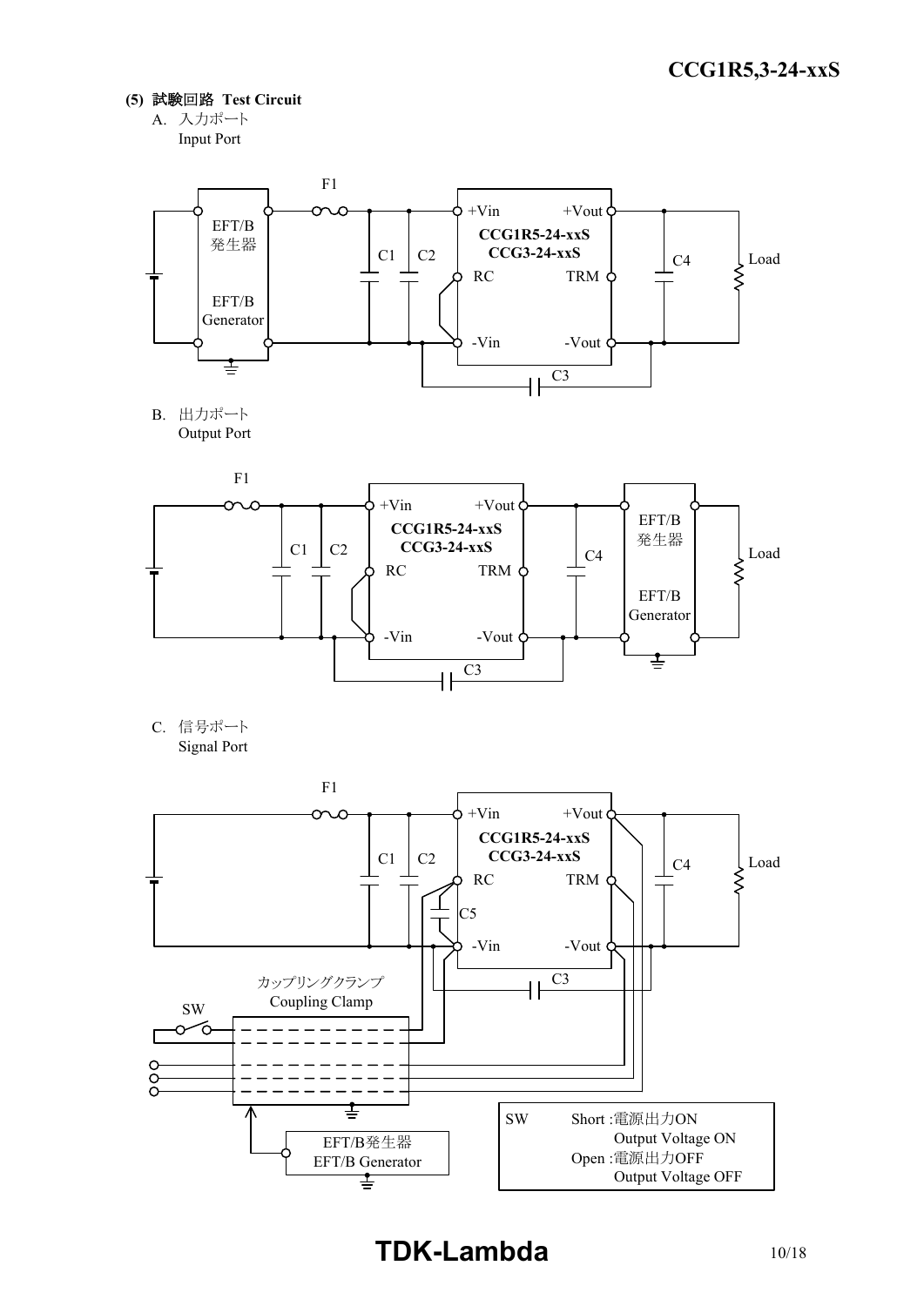## (5) 試験回路 Test Circuit

A. 入力ポート
Input Port

F1

EFT/B
発生器

EFT/B
Generator

C1 C2

+Vin +Vout

**CCG1R5-24-xxS**
**CCG3-24-xxS**

RC TRM

-Vin -Vout

C4 Load

C3

B. 出力ポート
Output Port

F1

C1 C2

+Vin +Vout

**CCG1R5-24-xxS**
**CCG3-24-xxS**

RC TRM

-Vin -Vout

C4

EFT/B
発生器

EFT/B
Generator

Load

C3

C. 信号ポート
Signal Port

F1

C1 C2

+Vin +Vout

**CCG1R5-24-xxS**
**CCG3-24-xxS**

RC TRM

C5

-Vin -Vout

C4 Load

C3

カップリングクランプ
Coupling Clamp

SW

EFT/B発生器
EFT/B Generator

| SW | |
|---|---|
| Short : | 電源出力ON Output Voltage ON |
| Open : | 電源出力OFF Output Voltage OFF |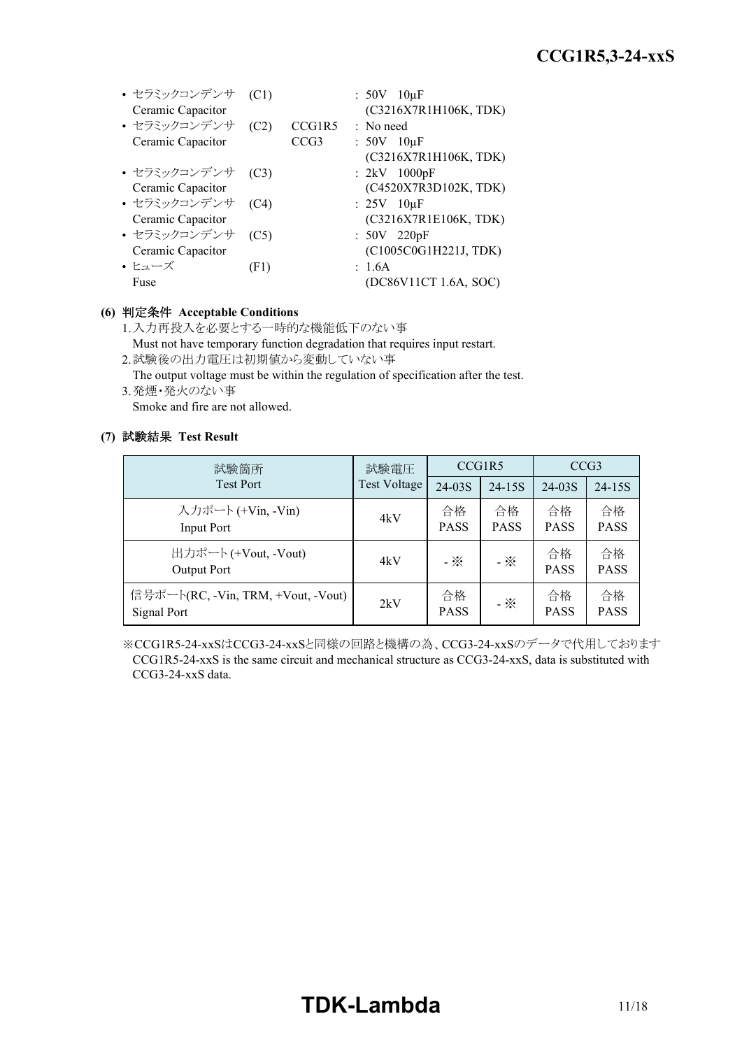- セラミックコンデンサ (C1) : 50V 10μF
  Ceramic Capacitor (C3216X7R1H106K, TDK)
- セラミックコンデンサ (C2) CCG1R5 : No need
  Ceramic Capacitor CCG3 : 50V 10μF
  (C3216X7R1H106K, TDK)
- セラミックコンデンサ (C3) : 2kV 1000pF
  Ceramic Capacitor (C4520X7R3D102K, TDK)
- セラミックコンデンサ (C4) : 25V 10μF
  Ceramic Capacitor (C3216X7R1E106K, TDK)
- セラミックコンデンサ (C5) : 50V 220pF
  Ceramic Capacitor (C1005C0G1H221J, TDK)
- ヒューズ (F1) : 1.6A
  Fuse (DC86V11CT 1.6A, SOC)

**(6) 判定条件 Acceptable Conditions**

1. 入力再投入を必要とする一時的な機能低下のない事
   Must not have temporary function degradation that requires input restart.
2. 試験後の出力電圧は初期値から変動していない事
   The output voltage must be within the regulation of specification after the test.
3. 発煙・発火のない事
   Smoke and fire are not allowed.

**(7) 試験結果 Test Result**

| 試験箇所 Test Port | 試験電圧 Test Voltage | CCG1R5 | | CCG3 | |
|---|---|---|---|---|---|
| | | 24-03S | 24-15S | 24-03S | 24-15S |
| 入力ポート (+Vin, -Vin) Input Port | 4kV | 合格 PASS | 合格 PASS | 合格 PASS | 合格 PASS |
| 出力ポート (+Vout, -Vout) Output Port | 4kV | - ※ | - ※ | 合格 PASS | 合格 PASS |
| 信号ポート(RC, -Vin, TRM, +Vout, -Vout) Signal Port | 2kV | 合格 PASS | - ※ | 合格 PASS | 合格 PASS |

※CCG1R5-24-xxSはCCG3-24-xxSと同様の回路と機構の為、CCG3-24-xxSのデータで代用しております
CCG1R5-24-xxS is the same circuit and mechanical structure as CCG3-24-xxS, data is substituted with CCG3-24-xxS data.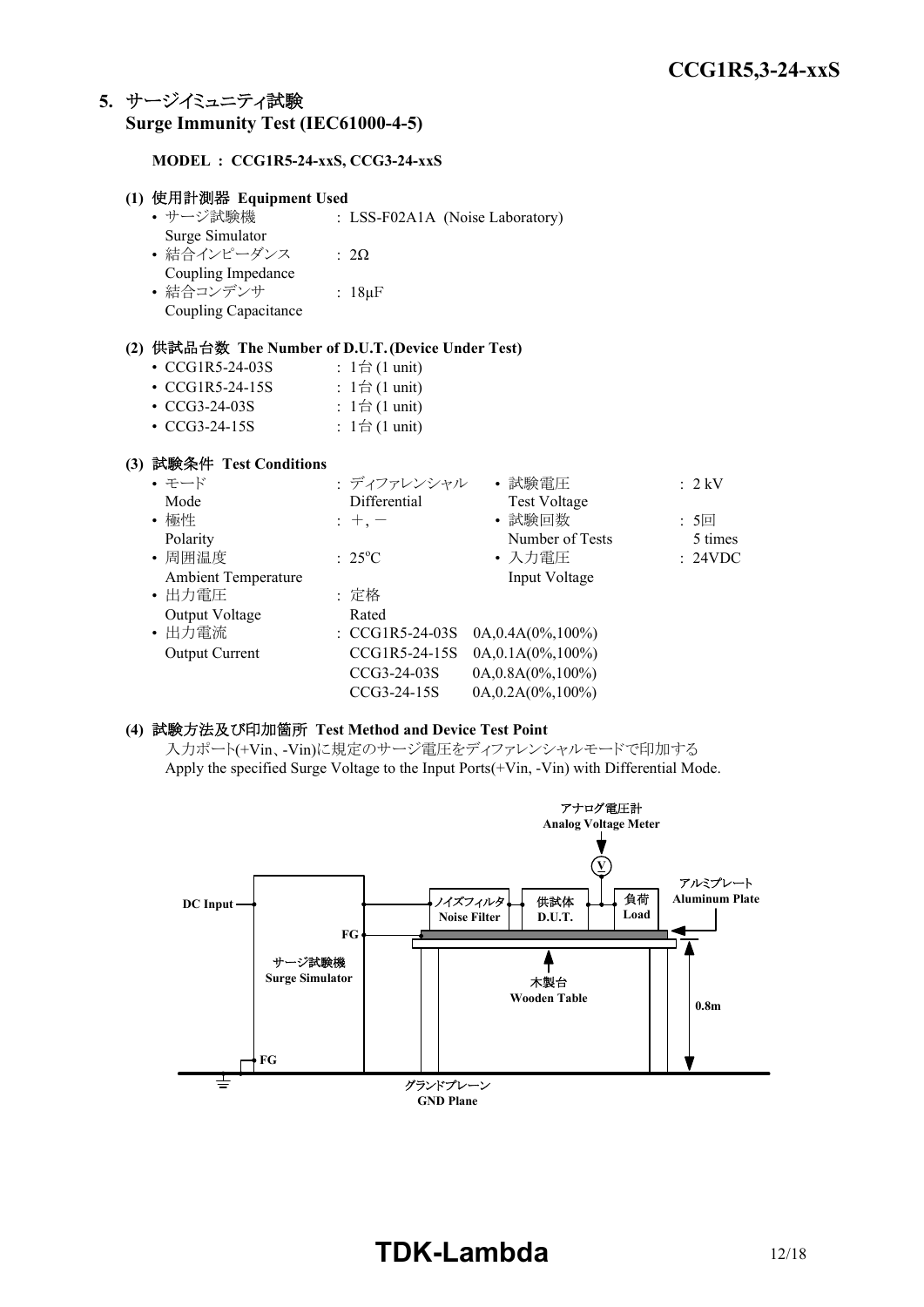## 5. サージイミュニティ試験 Surge Immunity Test (IEC61000-4-5)

**MODEL : CCG1R5-24-xxS, CCG3-24-xxS**

**(1) 使用計測器 Equipment Used**

- サージ試験機 Surge Simulator : LSS-F02A1A (Noise Laboratory)
- 結合インピーダンス Coupling Impedance : 2Ω
- 結合コンデンサ Coupling Capacitance : 18μF

**(2) 供試品台数 The Number of D.U.T. (Device Under Test)**

- CCG1R5-24-03S : 1台 (1 unit)
- CCG1R5-24-15S : 1台 (1 unit)
- CCG3-24-03S : 1台 (1 unit)
- CCG3-24-15S : 1台 (1 unit)

**(3) 試験条件 Test Conditions**

- モード Mode : ディファレンシャル Differential
- 試験電圧 Test Voltage : 2 kV
- 極性 Polarity : +, −
- 試験回数 Number of Tests : 5回 5 times
- 周囲温度 Ambient Temperature : 25°C
- 入力電圧 Input Voltage : 24VDC
- 出力電圧 Output Voltage : 定格 Rated
- 出力電流 Output Current :
  - CCG1R5-24-03S 0A,0.4A(0%,100%)
  - CCG1R5-24-15S 0A,0.1A(0%,100%)
  - CCG3-24-03S 0A,0.8A(0%,100%)
  - CCG3-24-15S 0A,0.2A(0%,100%)

**(4) 試験方法及び印加箇所 Test Method and Device Test Point**

入力ポート(+Vin、-Vin)に規定のサージ電圧をディファレンシャルモードで印加する
Apply the specified Surge Voltage to the Input Ports(+Vin, -Vin) with Differential Mode.

アナログ電圧計 Analog Voltage Meter
DC Input
FG
サージ試験機 Surge Simulator
FG
ノイズフィルタ Noise Filter
供試体 D.U.T.
負荷 Load
アルミプレート Aluminum Plate
木製台 Wooden Table
0.8m
グランドプレーン GND Plane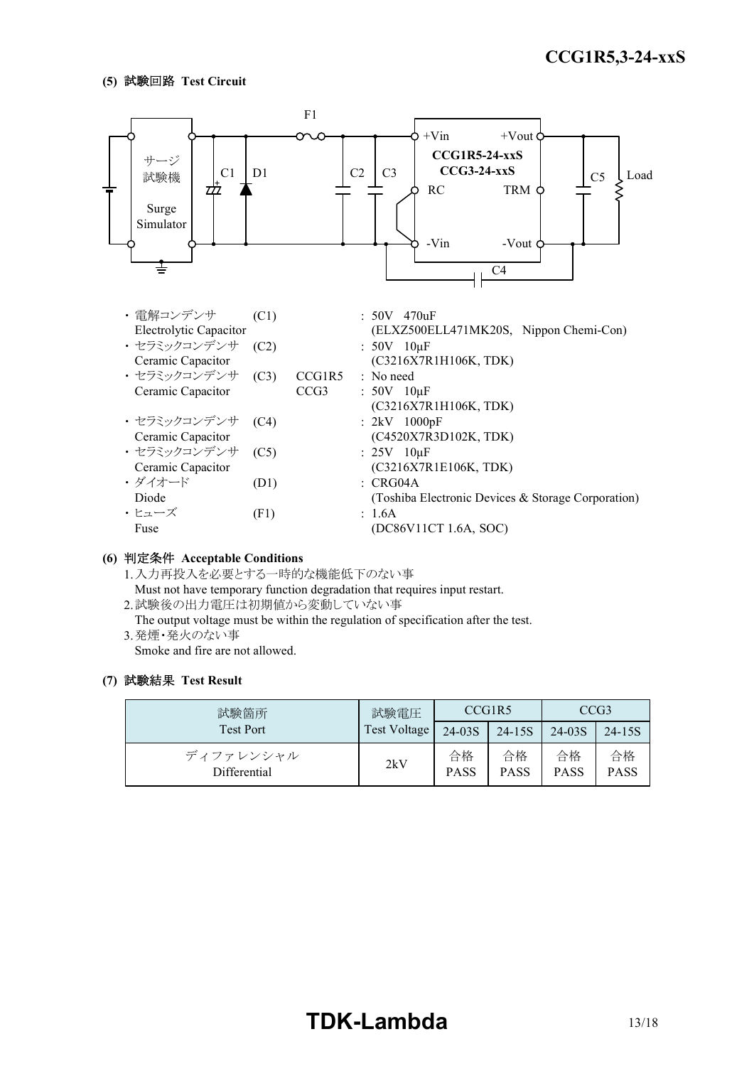**(5) 試験回路 Test Circuit**

F1

サージ試験機 Surge Simulator　C1　D1　C2　C3　+Vin　+Vout　CCG1R5-24-xxS　CCG3-24-xxS　RC　TRM　-Vin　-Vout　C4　C5　Load

| | | | |
|---|---|---|---|
| ・電解コンデンサ Electrolytic Capacitor | (C1) | | : 50V 470uF (ELXZ500ELL471MK20S, Nippon Chemi-Con) |
| ・セラミックコンデンサ Ceramic Capacitor | (C2) | | : 50V 10μF (C3216X7R1H106K, TDK) |
| ・セラミックコンデンサ Ceramic Capacitor | (C3) | CCG1R5 | : No need |
| | | CCG3 | : 50V 10μF (C3216X7R1H106K, TDK) |
| ・セラミックコンデンサ Ceramic Capacitor | (C4) | | : 2kV 1000pF (C4520X7R3D102K, TDK) |
| ・セラミックコンデンサ Ceramic Capacitor | (C5) | | : 25V 10μF (C3216X7R1E106K, TDK) |
| ・ダイオード Diode | (D1) | | : CRG04A (Toshiba Electronic Devices & Storage Corporation) |
| ・ヒューズ Fuse | (F1) | | : 1.6A (DC86V11CT 1.6A, SOC) |

**(6) 判定条件 Acceptable Conditions**

1. 入力再投入を必要とする一時的な機能低下のない事
   Must not have temporary function degradation that requires input restart.
2. 試験後の出力電圧は初期値から変動していない事
   The output voltage must be within the regulation of specification after the test.
3. 発煙・発火のない事
   Smoke and fire are not allowed.

**(7) 試験結果 Test Result**

| 試験箇所 Test Port | 試験電圧 Test Voltage | CCG1R5 | | CCG3 | |
|---|---|---|---|---|---|
| | | 24-03S | 24-15S | 24-03S | 24-15S |
| ディファレンシャル Differential | 2kV | 合格 PASS | 合格 PASS | 合格 PASS | 合格 PASS |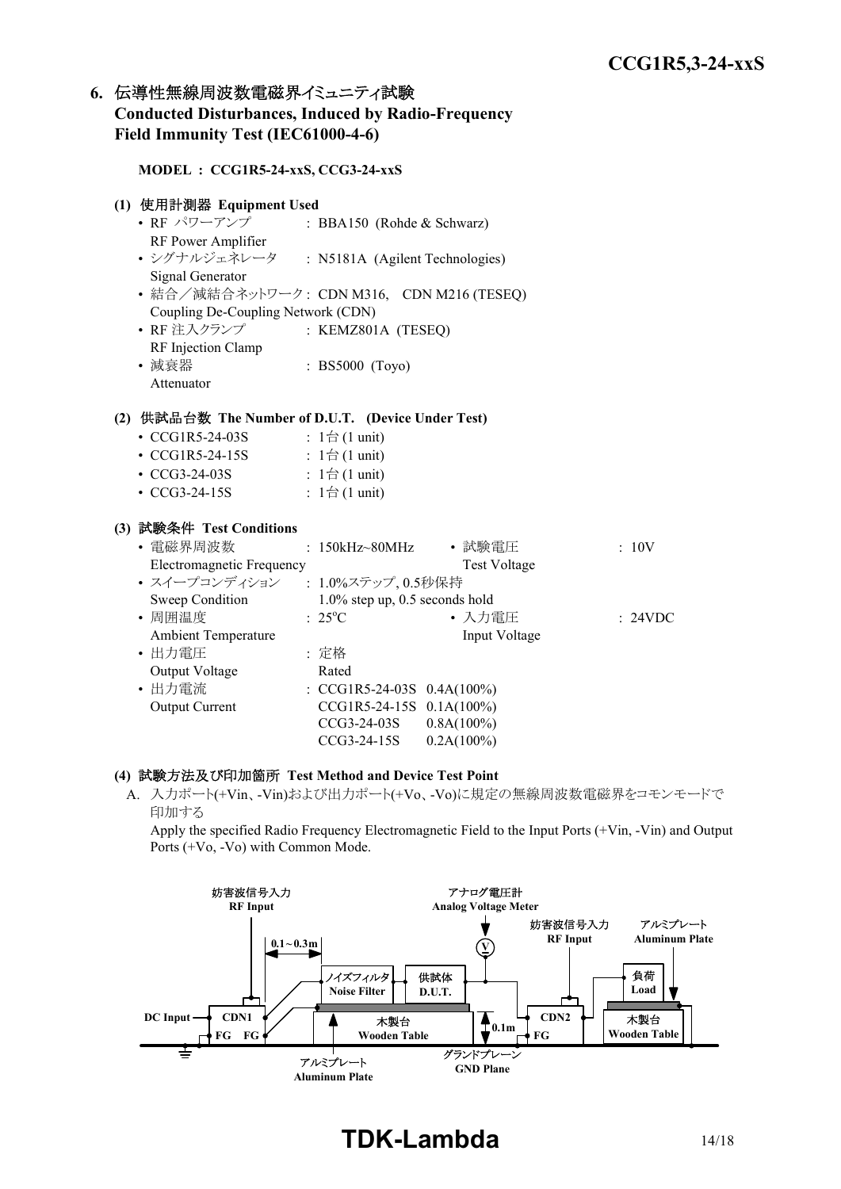## 6. 伝導性無線周波数電磁界イミュニティ試験 Conducted Disturbances, Induced by Radio-Frequency Field Immunity Test (IEC61000-4-6)

**MODEL : CCG1R5-24-xxS, CCG3-24-xxS**

### (1) 使用計測器 Equipment Used

- RF パワーアンプ RF Power Amplifier : BBA150 (Rohde & Schwarz)
- シグナルジェネレータ Signal Generator : N5181A (Agilent Technologies)
- 結合／減結合ネットワーク Coupling De-Coupling Network (CDN) : CDN M316, CDN M216 (TESEQ)
- RF 注入クランプ RF Injection Clamp : KEMZ801A (TESEQ)
- 減衰器 Attenuator : BS5000 (Toyo)

### (2) 供試品台数 The Number of D.U.T. (Device Under Test)

- CCG1R5-24-03S : 1台 (1 unit)
- CCG1R5-24-15S : 1台 (1 unit)
- CCG3-24-03S : 1台 (1 unit)
- CCG3-24-15S : 1台 (1 unit)

### (3) 試験条件 Test Conditions

- 電磁界周波数 Electromagnetic Frequency : 150kHz~80MHz
- 試験電圧 Test Voltage : 10V
- スイープコンディション Sweep Condition : 1.0%ステップ, 0.5秒保持 1.0% step up, 0.5 seconds hold
- 周囲温度 Ambient Temperature : 25°C
- 入力電圧 Input Voltage : 24VDC
- 出力電圧 Output Voltage : 定格 Rated
- 出力電流 Output Current : CCG1R5-24-03S 0.4A(100%)
  - CCG1R5-24-15S 0.1A(100%)
  - CCG3-24-03S 0.8A(100%)
  - CCG3-24-15S 0.2A(100%)

### (4) 試験方法及び印加箇所 Test Method and Device Test Point

A. 入力ポート(+Vin、-Vin)および出力ポート(+Vo、-Vo)に規定の無線周波数電磁界をコモンモードで印加する

Apply the specified Radio Frequency Electromagnetic Field to the Input Ports (+Vin, -Vin) and Output Ports (+Vo, -Vo) with Common Mode.

妨害波信号入力 RF Input / アナログ電圧計 Analog Voltage Meter / 妨害波信号入力 RF Input / アルミプレート Aluminum Plate / 0.1~0.3m / ノイズフィルタ Noise Filter / 供試体 D.U.T. / 負荷 Load / DC Input / CDN1 / FG FG / 木製台 Wooden Table / 0.1m / CDN2 / FG / 木製台 Wooden Table / アルミプレート Aluminum Plate / グランドプレーン GND Plane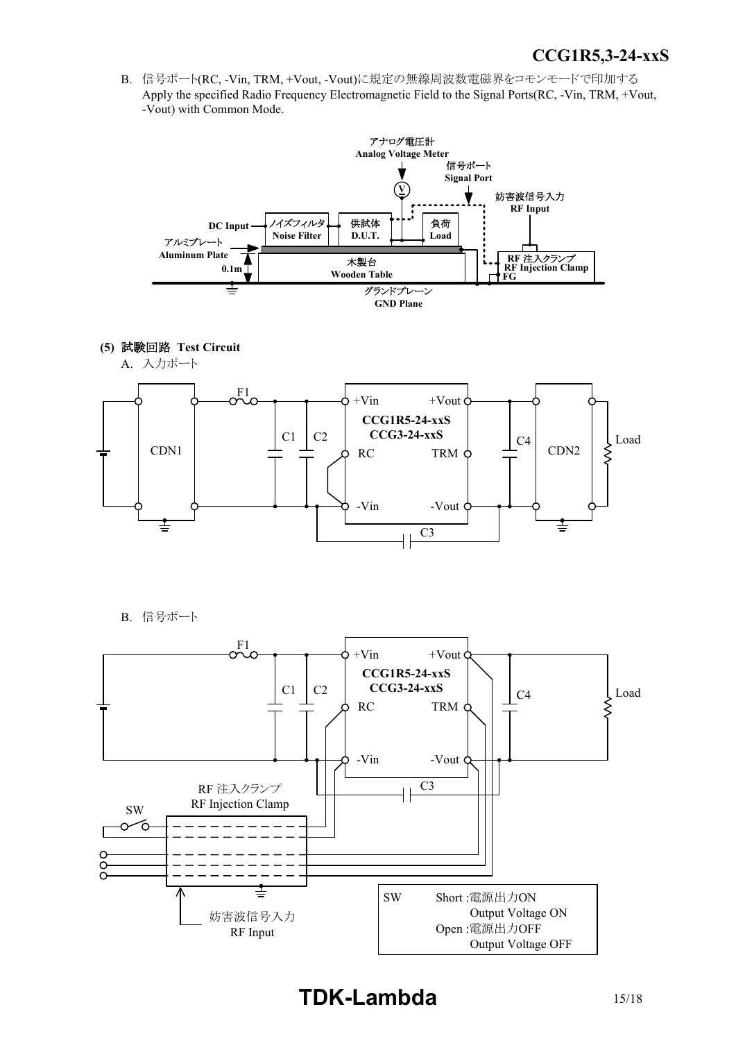B. 信号ポート(RC, -Vin, TRM, +Vout, -Vout)に規定の無線周波数電磁界をコモンモードで印加する
Apply the specified Radio Frequency Electromagnetic Field to the Signal Ports(RC, -Vin, TRM, +Vout, -Vout) with Common Mode.

アナログ電圧計
Analog Voltage Meter
信号ポート
Signal Port
妨害波信号入力
RF Input
DC Input
ノイズフィルタ
Noise Filter
供試体
D.U.T.
負荷
Load
アルミプレート
Aluminum Plate
0.1m
木製台
Wooden Table
RF 注入クランプ
RF Injection Clamp
FG
グランドプレーン
GND Plane

**(5) 試験回路 Test Circuit**

A. 入力ポート

F1, C1, C2, C3, C4, CDN1, CDN2, Load
+Vin, RC, -Vin, +Vout, TRM, -Vout
CCG1R5-24-xxS
CCG3-24-xxS

B. 信号ポート

F1, C1, C2, C3, C4, Load
+Vin, RC, -Vin, +Vout, TRM, -Vout
CCG1R5-24-xxS
CCG3-24-xxS
RF 注入クランプ
RF Injection Clamp
SW
妨害波信号入力
RF Input

| SW | |
|---|---|
| Short :電源出力ON | Output Voltage ON |
| Open :電源出力OFF | Output Voltage OFF |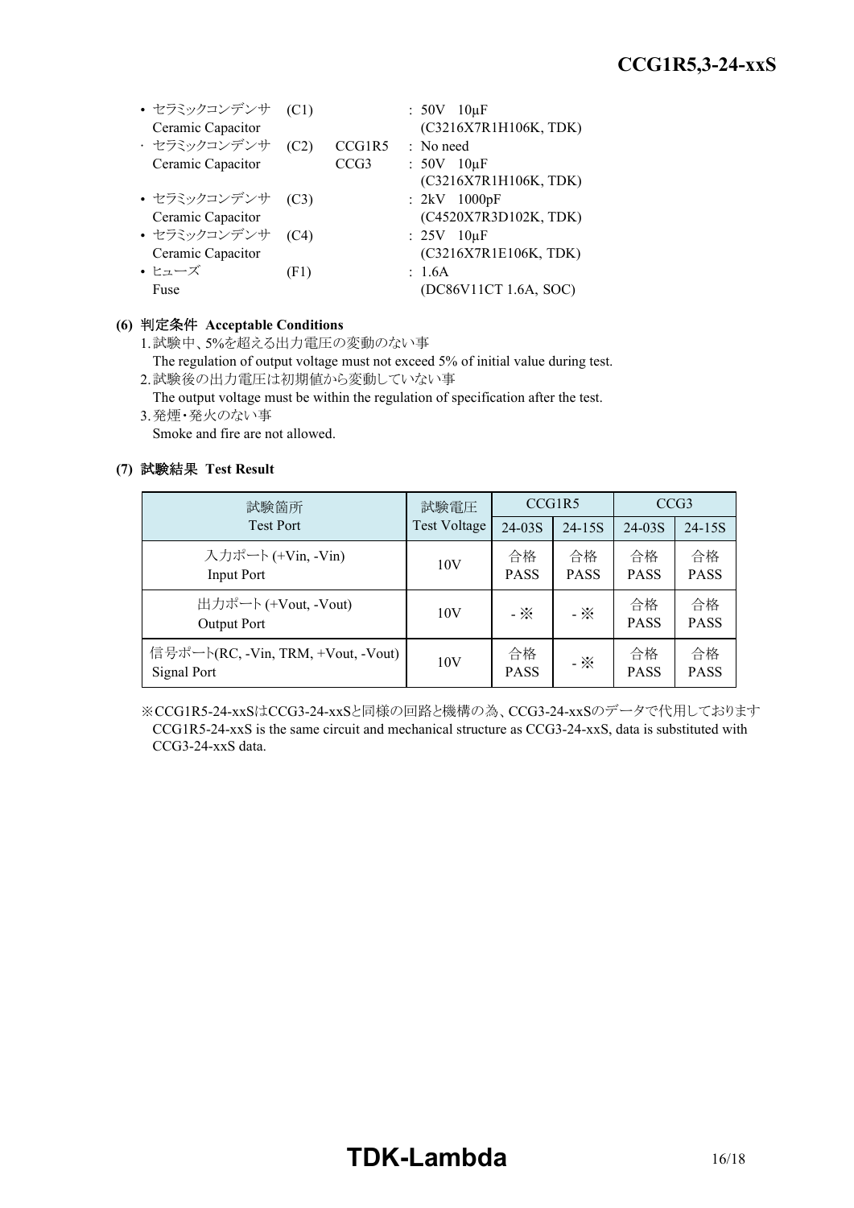- セラミックコンデンサ (C1) : 50V 10μF
  Ceramic Capacitor (C3216X7R1H106K, TDK)
- セラミックコンデンサ (C2) CCG1R5 : No need
  Ceramic Capacitor CCG3 : 50V 10μF
  (C3216X7R1H106K, TDK)
- セラミックコンデンサ (C3) : 2kV 1000pF
  Ceramic Capacitor (C4520X7R3D102K, TDK)
- セラミックコンデンサ (C4) : 25V 10μF
  Ceramic Capacitor (C3216X7R1E106K, TDK)
- ヒューズ (F1) : 1.6A
  Fuse (DC86V11CT 1.6A, SOC)

**(6) 判定条件 Acceptable Conditions**

1. 試験中、5%を超える出力電圧の変動のない事
   The regulation of output voltage must not exceed 5% of initial value during test.
2. 試験後の出力電圧は初期値から変動していない事
   The output voltage must be within the regulation of specification after the test.
3. 発煙・発火のない事
   Smoke and fire are not allowed.

**(7) 試験結果 Test Result**

| 試験箇所 Test Port | 試験電圧 Test Voltage | CCG1R5 | | CCG3 | |
|---|---|---|---|---|---|
| | | 24-03S | 24-15S | 24-03S | 24-15S |
| 入力ポート (+Vin, -Vin) Input Port | 10V | 合格 PASS | 合格 PASS | 合格 PASS | 合格 PASS |
| 出力ポート (+Vout, -Vout) Output Port | 10V | - ※ | - ※ | 合格 PASS | 合格 PASS |
| 信号ポート(RC, -Vin, TRM, +Vout, -Vout) Signal Port | 10V | 合格 PASS | - ※ | 合格 PASS | 合格 PASS |

※CCG1R5-24-xxSはCCG3-24-xxSと同様の回路と機構の為、CCG3-24-xxSのデータで代用しております
CCG1R5-24-xxS is the same circuit and mechanical structure as CCG3-24-xxS, data is substituted with CCG3-24-xxS data.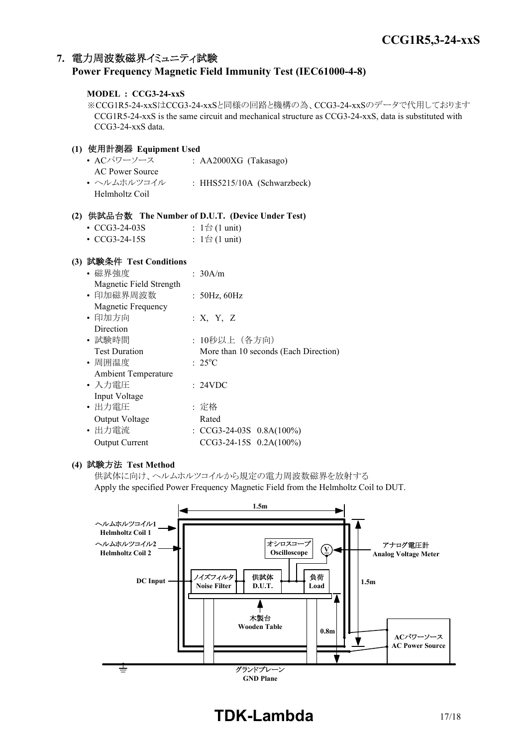## 7. 電力周波数磁界イミュニティ試験 Power Frequency Magnetic Field Immunity Test (IEC61000-4-8)

**MODEL : CCG3-24-xxS**

※CCG1R5-24-xxSはCCG3-24-xxSと同様の回路と機構の為、CCG3-24-xxSのデータで代用しております
CCG1R5-24-xxS is the same circuit and mechanical structure as CCG3-24-xxS, data is substituted with CCG3-24-xxS data.

### (1) 使用計測器 Equipment Used

- ACパワーソース AC Power Source : AA2000XG (Takasago)
- ヘルムホルツコイル Helmholtz Coil : HHS5215/10A (Schwarzbeck)

### (2) 供試品台数 The Number of D.U.T. (Device Under Test)

- CCG3-24-03S : 1台 (1 unit)
- CCG3-24-15S : 1台 (1 unit)

### (3) 試験条件 Test Conditions

- 磁界強度 Magnetic Field Strength : 30A/m
- 印加磁界周波数 Magnetic Frequency : 50Hz, 60Hz
- 印加方向 Direction : X, Y, Z
- 試験時間 Test Duration : 10秒以上（各方向） More than 10 seconds (Each Direction)
- 周囲温度 Ambient Temperature : 25°C
- 入力電圧 Input Voltage : 24VDC
- 出力電圧 Output Voltage : 定格 Rated
- 出力電流 Output Current : CCG3-24-03S 0.8A(100%)
  CCG3-24-15S 0.2A(100%)

### (4) 試験方法 Test Method

供試体に向け、ヘルムホルツコイルから規定の電力周波数磁界を放射する
Apply the specified Power Frequency Magnetic Field from the Helmholtz Coil to DUT.

1.5m

ヘルムホルツコイル1 Helmholtz Coil 1
ヘルムホルツコイル2 Helmholtz Coil 2
オシロスコープ Oscilloscope
V
アナログ電圧計 Analog Voltage Meter
DC Input
ノイズフィルタ Noise Filter
供試体 D.U.T.
負荷 Load
1.5m
木製台 Wooden Table
0.8m
ACパワーソース AC Power Source
グランドプレーン GND Plane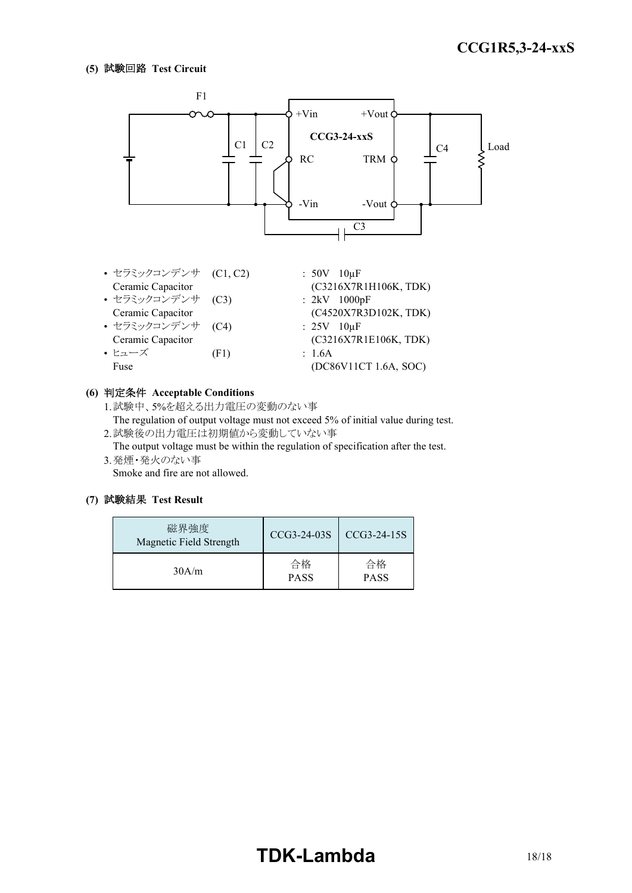### (5) 試験回路 Test Circuit

F1

+Vin

+Vout

CCG3-24-xxS

C1

C2

C4

Load

RC

TRM

-Vin

-Vout

C3

- セラミックコンデンサ (C1, C2) : 50V 10μF
  Ceramic Capacitor (C3216X7R1H106K, TDK)
- セラミックコンデンサ (C3) : 2kV 1000pF
  Ceramic Capacitor (C4520X7R3D102K, TDK)
- セラミックコンデンサ (C4) : 25V 10μF
  Ceramic Capacitor (C3216X7R1E106K, TDK)
- ヒューズ (F1) : 1.6A
  Fuse (DC86V11CT 1.6A, SOC)

### (6) 判定条件 Acceptable Conditions

1. 試験中、5%を超える出力電圧の変動のない事
   The regulation of output voltage must not exceed 5% of initial value during test.
2. 試験後の出力電圧は初期値から変動していない事
   The output voltage must be within the regulation of specification after the test.
3. 発煙・発火のない事
   Smoke and fire are not allowed.

### (7) 試験結果 Test Result

| 磁界強度<br>Magnetic Field Strength | CCG3-24-03S | CCG3-24-15S |
|---|---|---|
| 30A/m | 合格<br>PASS | 合格<br>PASS |